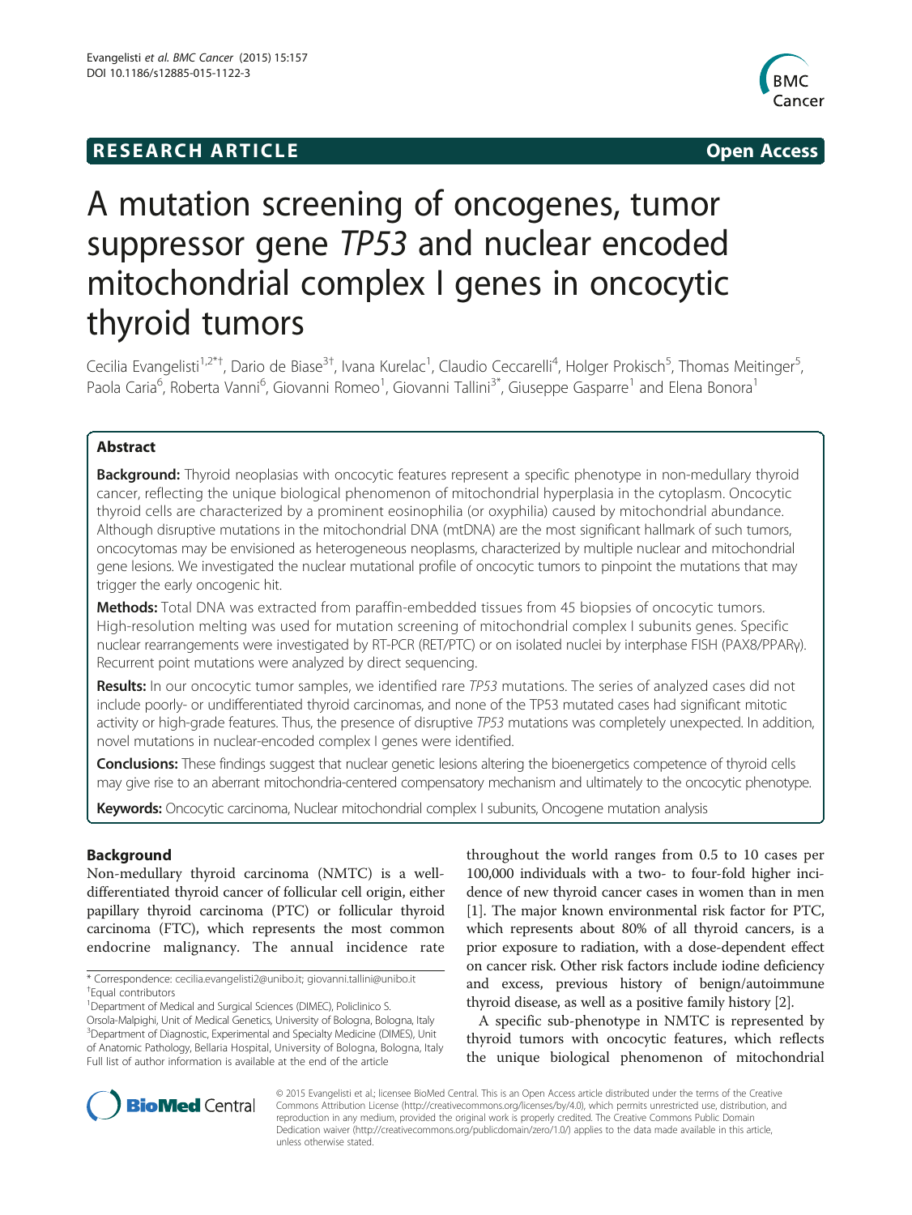**RESEARCH ARTICLE** **Open Access**

# A mutation screening of oncogenes, tumor suppressor gene *TP53* and nuclear encoded mitochondrial complex I genes in oncocytic thyroid tumors

Cecilia Evangelisti[1,2*†], Dario de Biase[3†], Ivana Kurelac[1], Claudio Ceccarelli[4], Holger Prokisch[5], Thomas Meitinger[5], Paola Caria[6], Roberta Vanni[6], Giovanni Romeo[1], Giovanni Tallini[3*], Giuseppe Gasparre[1] and Elena Bonora[1]

## Abstract

**Background:** Thyroid neoplasias with oncocytic features represent a specific phenotype in non-medullary thyroid cancer, reflecting the unique biological phenomenon of mitochondrial hyperplasia in the cytoplasm. Oncocytic thyroid cells are characterized by a prominent eosinophilia (or oxyphilia) caused by mitochondrial abundance. Although disruptive mutations in the mitochondrial DNA (mtDNA) are the most significant hallmark of such tumors, oncocytomas may be envisioned as heterogeneous neoplasms, characterized by multiple nuclear and mitochondrial gene lesions. We investigated the nuclear mutational profile of oncocytic tumors to pinpoint the mutations that may trigger the early oncogenic hit.

**Methods:** Total DNA was extracted from paraffin-embedded tissues from 45 biopsies of oncocytic tumors. High-resolution melting was used for mutation screening of mitochondrial complex I subunits genes. Specific nuclear rearrangements were investigated by RT-PCR (RET/PTC) or on isolated nuclei by interphase FISH (PAX8/PPARγ). Recurrent point mutations were analyzed by direct sequencing.

**Results:** In our oncocytic tumor samples, we identified rare *TP53* mutations. The series of analyzed cases did not include poorly- or undifferentiated thyroid carcinomas, and none of the TP53 mutated cases had significant mitotic activity or high-grade features. Thus, the presence of disruptive *TP53* mutations was completely unexpected. In addition, novel mutations in nuclear-encoded complex I genes were identified.

**Conclusions:** These findings suggest that nuclear genetic lesions altering the bioenergetics competence of thyroid cells may give rise to an aberrant mitochondria-centered compensatory mechanism and ultimately to the oncocytic phenotype.

**Keywords:** Oncocytic carcinoma, Nuclear mitochondrial complex I subunits, Oncogene mutation analysis

## Background

Non-medullary thyroid carcinoma (NMTC) is a well-differentiated thyroid cancer of follicular cell origin, either papillary thyroid carcinoma (PTC) or follicular thyroid carcinoma (FTC), which represents the most common endocrine malignancy. The annual incidence rate throughout the world ranges from 0.5 to 10 cases per 100,000 individuals with a two- to four-fold higher incidence of new thyroid cancer cases in women than in men [1]. The major known environmental risk factor for PTC, which represents about 80% of all thyroid cancers, is a prior exposure to radiation, with a dose-dependent effect on cancer risk. Other risk factors include iodine deficiency and excess, previous history of benign/autoimmune thyroid disease, as well as a positive family history [2].

A specific sub-phenotype in NMTC is represented by thyroid tumors with oncocytic features, which reflects the unique biological phenomenon of mitochondrial

\* Correspondence: cecilia.evangelisti2@unibo.it; giovanni.tallini@unibo.it
†Equal contributors
[1]Department of Medical and Surgical Sciences (DIMEC), Policlinico S. Orsola-Malpighi, Unit of Medical Genetics, University of Bologna, Bologna, Italy
[3]Department of Diagnostic, Experimental and Specialty Medicine (DIMES), Unit of Anatomic Pathology, Bellaria Hospital, University of Bologna, Bologna, Italy
Full list of author information is available at the end of the article

© 2015 Evangelisti et al.; licensee BioMed Central. This is an Open Access article distributed under the terms of the Creative Commons Attribution License (http://creativecommons.org/licenses/by/4.0), which permits unrestricted use, distribution, and reproduction in any medium, provided the original work is properly credited. The Creative Commons Public Domain Dedication waiver (http://creativecommons.org/publicdomain/zero/1.0/) applies to the data made available in this article, unless otherwise stated.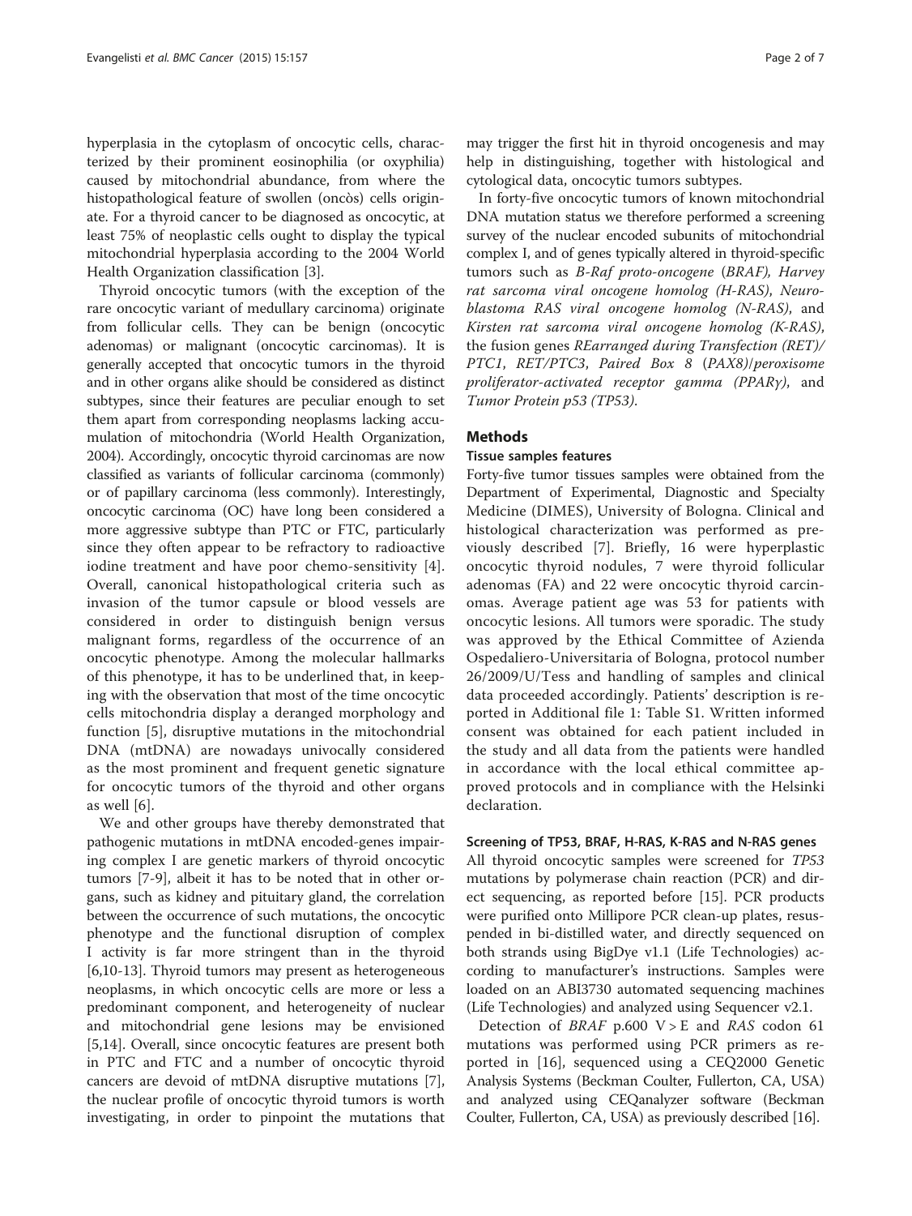hyperplasia in the cytoplasm of oncocytic cells, characterized by their prominent eosinophilia (or oxyphilia) caused by mitochondrial abundance, from where the histopathological feature of swollen (oncòs) cells originate. For a thyroid cancer to be diagnosed as oncocytic, at least 75% of neoplastic cells ought to display the typical mitochondrial hyperplasia according to the 2004 World Health Organization classification [3].

Thyroid oncocytic tumors (with the exception of the rare oncocytic variant of medullary carcinoma) originate from follicular cells. They can be benign (oncocytic adenomas) or malignant (oncocytic carcinomas). It is generally accepted that oncocytic tumors in the thyroid and in other organs alike should be considered as distinct subtypes, since their features are peculiar enough to set them apart from corresponding neoplasms lacking accumulation of mitochondria (World Health Organization, 2004). Accordingly, oncocytic thyroid carcinomas are now classified as variants of follicular carcinoma (commonly) or of papillary carcinoma (less commonly). Interestingly, oncocytic carcinoma (OC) have long been considered a more aggressive subtype than PTC or FTC, particularly since they often appear to be refractory to radioactive iodine treatment and have poor chemo-sensitivity [4]. Overall, canonical histopathological criteria such as invasion of the tumor capsule or blood vessels are considered in order to distinguish benign versus malignant forms, regardless of the occurrence of an oncocytic phenotype. Among the molecular hallmarks of this phenotype, it has to be underlined that, in keeping with the observation that most of the time oncocytic cells mitochondria display a deranged morphology and function [5], disruptive mutations in the mitochondrial DNA (mtDNA) are nowadays univocally considered as the most prominent and frequent genetic signature for oncocytic tumors of the thyroid and other organs as well [6].

We and other groups have thereby demonstrated that pathogenic mutations in mtDNA encoded-genes impairing complex I are genetic markers of thyroid oncocytic tumors [7-9], albeit it has to be noted that in other organs, such as kidney and pituitary gland, the correlation between the occurrence of such mutations, the oncocytic phenotype and the functional disruption of complex I activity is far more stringent than in the thyroid [6,10-13]. Thyroid tumors may present as heterogeneous neoplasms, in which oncocytic cells are more or less a predominant component, and heterogeneity of nuclear and mitochondrial gene lesions may be envisioned [5,14]. Overall, since oncocytic features are present both in PTC and FTC and a number of oncocytic thyroid cancers are devoid of mtDNA disruptive mutations [7], the nuclear profile of oncocytic thyroid tumors is worth investigating, in order to pinpoint the mutations that may trigger the first hit in thyroid oncogenesis and may help in distinguishing, together with histological and cytological data, oncocytic tumors subtypes.

In forty-five oncocytic tumors of known mitochondrial DNA mutation status we therefore performed a screening survey of the nuclear encoded subunits of mitochondrial complex I, and of genes typically altered in thyroid-specific tumors such as *B-Raf proto-oncogene* (*BRAF*), *Harvey rat sarcoma viral oncogene homolog* (*H-RAS*), *Neuroblastoma RAS viral oncogene homolog* (*N-RAS*), and *Kirsten rat sarcoma viral oncogene homolog* (*K-RAS*), the fusion genes *REarranged during Transfection (RET)/PTC1*, *RET/PTC3*, *Paired Box 8* (*PAX8*)/*peroxisome proliferator-activated receptor gamma (PPARγ)*, and *Tumor Protein p53 (TP53)*.

## Methods

### Tissue samples features

Forty-five tumor tissues samples were obtained from the Department of Experimental, Diagnostic and Specialty Medicine (DIMES), University of Bologna. Clinical and histological characterization was performed as previously described [7]. Briefly, 16 were hyperplastic oncocytic thyroid nodules, 7 were thyroid follicular adenomas (FA) and 22 were oncocytic thyroid carcinomas. Average patient age was 53 for patients with oncocytic lesions. All tumors were sporadic. The study was approved by the Ethical Committee of Azienda Ospedaliero-Universitaria of Bologna, protocol number 26/2009/U/Tess and handling of samples and clinical data proceeded accordingly. Patients' description is reported in Additional file 1: Table S1. Written informed consent was obtained for each patient included in the study and all data from the patients were handled in accordance with the local ethical committee approved protocols and in compliance with the Helsinki declaration.

### Screening of TP53, BRAF, H-RAS, K-RAS and N-RAS genes

All thyroid oncocytic samples were screened for *TP53* mutations by polymerase chain reaction (PCR) and direct sequencing, as reported before [15]. PCR products were purified onto Millipore PCR clean-up plates, resuspended in bi-distilled water, and directly sequenced on both strands using BigDye v1.1 (Life Technologies) according to manufacturer's instructions. Samples were loaded on an ABI3730 automated sequencing machines (Life Technologies) and analyzed using Sequencer v2.1.

Detection of *BRAF* p.600 V > E and *RAS* codon 61 mutations was performed using PCR primers as reported in [16], sequenced using a CEQ2000 Genetic Analysis Systems (Beckman Coulter, Fullerton, CA, USA) and analyzed using CEQanalyzer software (Beckman Coulter, Fullerton, CA, USA) as previously described [16].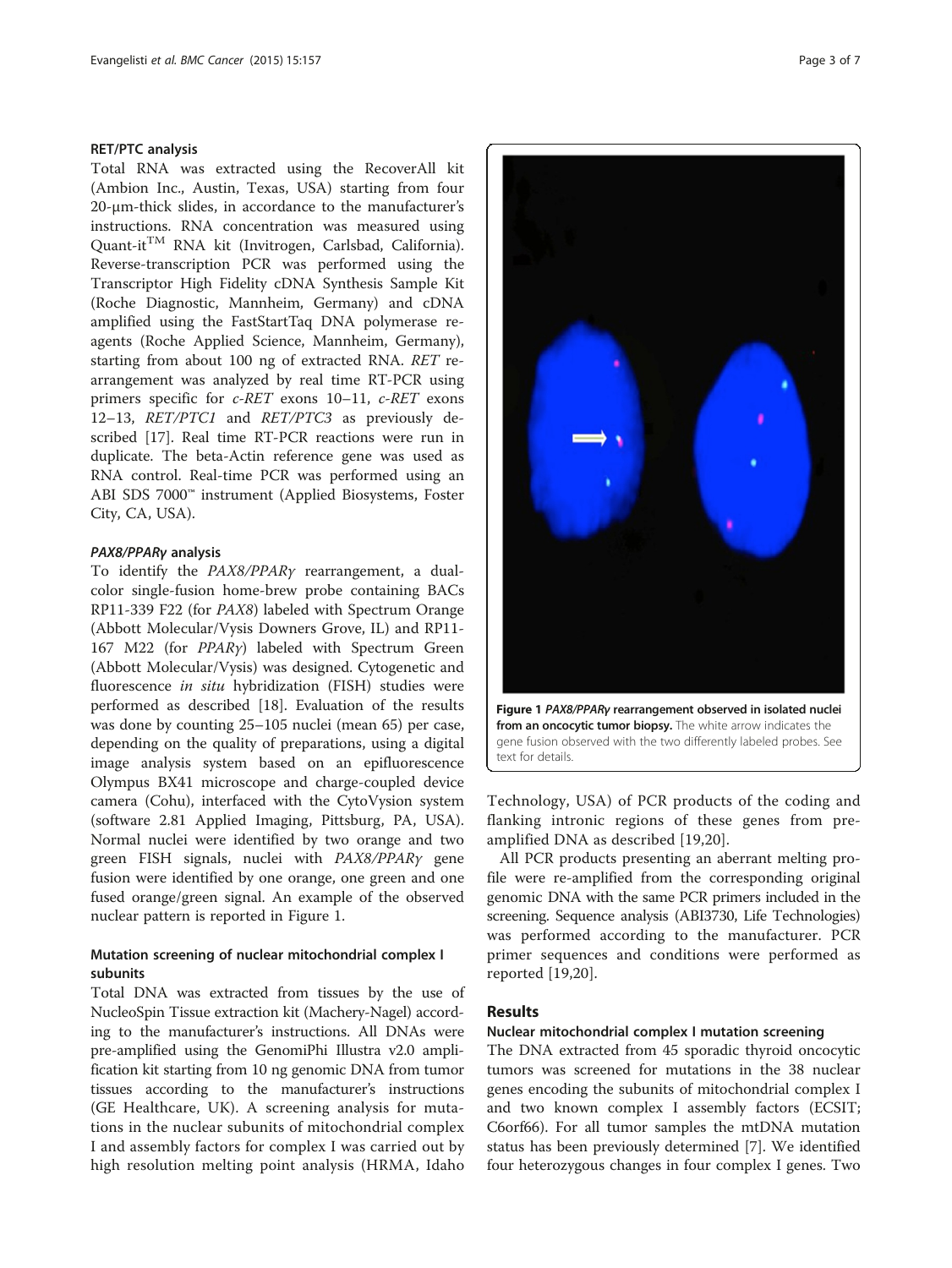### RET/PTC analysis

Total RNA was extracted using the RecoverAll kit (Ambion Inc., Austin, Texas, USA) starting from four 20-μm-thick slides, in accordance to the manufacturer's instructions. RNA concentration was measured using Quant-it$^{TM}$ RNA kit (Invitrogen, Carlsbad, California). Reverse-transcription PCR was performed using the Transcriptor High Fidelity cDNA Synthesis Sample Kit (Roche Diagnostic, Mannheim, Germany) and cDNA amplified using the FastStartTaq DNA polymerase reagents (Roche Applied Science, Mannheim, Germany), starting from about 100 ng of extracted RNA. *RET* rearrangement was analyzed by real time RT-PCR using primers specific for *c-RET* exons 10–11, *c-RET* exons 12–13, *RET/PTC1* and *RET/PTC3* as previously described [17]. Real time RT-PCR reactions were run in duplicate. The beta-Actin reference gene was used as RNA control. Real-time PCR was performed using an ABI SDS 7000™ instrument (Applied Biosystems, Foster City, CA, USA).

#### *PAX8/PPARγ* analysis

To identify the *PAX8/PPARγ* rearrangement, a dual-color single-fusion home-brew probe containing BACs RP11-339 F22 (for *PAX8*) labeled with Spectrum Orange (Abbott Molecular/Vysis Downers Grove, IL) and RP11-167 M22 (for *PPARγ*) labeled with Spectrum Green (Abbott Molecular/Vysis) was designed. Cytogenetic and fluorescence *in situ* hybridization (FISH) studies were performed as described [18]. Evaluation of the results was done by counting 25–105 nuclei (mean 65) per case, depending on the quality of preparations, using a digital image analysis system based on an epifluorescence Olympus BX41 microscope and charge-coupled device camera (Cohu), interfaced with the CytoVysion system (software 2.81 Applied Imaging, Pittsburg, PA, USA). Normal nuclei were identified by two orange and two green FISH signals, nuclei with *PAX8/PPARγ* gene fusion were identified by one orange, one green and one fused orange/green signal. An example of the observed nuclear pattern is reported in Figure 1.

**Figure 1** ***PAX8/PPARγ* rearrangement observed in isolated nuclei from an oncocytic tumor biopsy.** The white arrow indicates the gene fusion observed with the two differently labeled probes. See text for details.

### Mutation screening of nuclear mitochondrial complex I subunits

Total DNA was extracted from tissues by the use of NucleoSpin Tissue extraction kit (Machery-Nagel) according to the manufacturer's instructions. All DNAs were pre-amplified using the GenomiPhi Illustra v2.0 amplification kit starting from 10 ng genomic DNA from tumor tissues according to the manufacturer's instructions (GE Healthcare, UK). A screening analysis for mutations in the nuclear subunits of mitochondrial complex I and assembly factors for complex I was carried out by high resolution melting point analysis (HRMA, Idaho Technology, USA) of PCR products of the coding and flanking intronic regions of these genes from pre-amplified DNA as described [19,20].

All PCR products presenting an aberrant melting profile were re-amplified from the corresponding original genomic DNA with the same PCR primers included in the screening. Sequence analysis (ABI3730, Life Technologies) was performed according to the manufacturer. PCR primer sequences and conditions were performed as reported [19,20].

## Results

### Nuclear mitochondrial complex I mutation screening

The DNA extracted from 45 sporadic thyroid oncocytic tumors was screened for mutations in the 38 nuclear genes encoding the subunits of mitochondrial complex I and two known complex I assembly factors (ECSIT; C6orf66). For all tumor samples the mtDNA mutation status has been previously determined [7]. We identified four heterozygous changes in four complex I genes. Two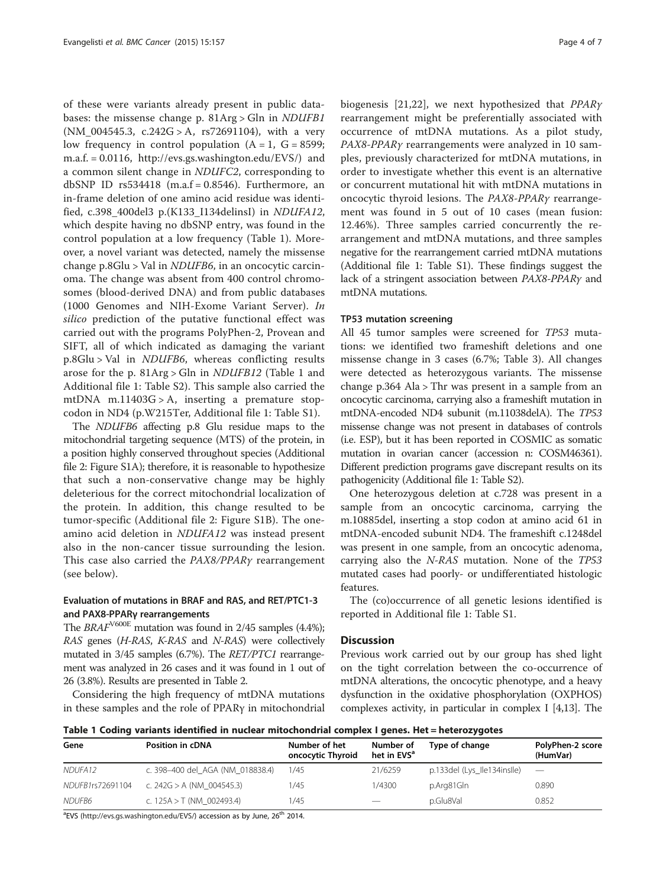of these were variants already present in public databases: the missense change p. 81Arg > Gln in *NDUFB1* (NM_004545.3, c.242G > A, rs72691104), with a very low frequency in control population (A = 1, G = 8599; m.a.f. = 0.0116, http://evs.gs.washington.edu/EVS/) and a common silent change in *NDUFC2*, corresponding to dbSNP ID rs534418 (m.a.f = 0.8546). Furthermore, an in-frame deletion of one amino acid residue was identified, c.398_400del3 p.(K133_I134delinsI) in *NDUFA12*, which despite having no dbSNP entry, was found in the control population at a low frequency (Table 1). Moreover, a novel variant was detected, namely the missense change p.8Glu > Val in *NDUFB6*, in an oncocytic carcinoma. The change was absent from 400 control chromosomes (blood-derived DNA) and from public databases (1000 Genomes and NIH-Exome Variant Server). *In silico* prediction of the putative functional effect was carried out with the programs PolyPhen-2, Provean and SIFT, all of which indicated as damaging the variant p.8Glu > Val in *NDUFB6*, whereas conflicting results arose for the p. 81Arg > Gln in *NDUFB12* (Table 1 and Additional file 1: Table S2). This sample also carried the mtDNA m.11403G > A, inserting a premature stop-codon in ND4 (p.W215Ter, Additional file 1: Table S1).

The *NDUFB6* affecting p.8 Glu residue maps to the mitochondrial targeting sequence (MTS) of the protein, in a position highly conserved throughout species (Additional file 2: Figure S1A); therefore, it is reasonable to hypothesize that such a non-conservative change may be highly deleterious for the correct mitochondrial localization of the protein. In addition, this change resulted to be tumor-specific (Additional file 2: Figure S1B). The one-amino acid deletion in *NDUFA12* was instead present also in the non-cancer tissue surrounding the lesion. This case also carried the *PAX8/PPARγ* rearrangement (see below).

### Evaluation of mutations in BRAF and RAS, and RET/PTC1-3 and PAX8-PPARγ rearrangements

The $BRAF^{V600E}$ mutation was found in 2/45 samples (4.4%); *RAS* genes (*H-RAS*, *K-RAS* and *N-RAS*) were collectively mutated in 3/45 samples (6.7%). The *RET/PTC1* rearrangement was analyzed in 26 cases and it was found in 1 out of 26 (3.8%). Results are presented in Table 2.

Considering the high frequency of mtDNA mutations in these samples and the role of PPARγ in mitochondrial biogenesis [21,22], we next hypothesized that *PPARγ* rearrangement might be preferentially associated with occurrence of mtDNA mutations. As a pilot study, *PAX8-PPARγ* rearrangements were analyzed in 10 samples, previously characterized for mtDNA mutations, in order to investigate whether this event is an alternative or concurrent mutational hit with mtDNA mutations in oncocytic thyroid lesions. The *PAX8-PPARγ* rearrangement was found in 5 out of 10 cases (mean fusion: 12.46%). Three samples carried concurrently the rearrangement and mtDNA mutations, and three samples negative for the rearrangement carried mtDNA mutations (Additional file 1: Table S1). These findings suggest the lack of a stringent association between *PAX8-PPARγ* and mtDNA mutations.

### TP53 mutation screening

All 45 tumor samples were screened for *TP53* mutations: we identified two frameshift deletions and one missense change in 3 cases (6.7%; Table 3). All changes were detected as heterozygous variants. The missense change p.364 Ala > Thr was present in a sample from an oncocytic carcinoma, carrying also a frameshift mutation in mtDNA-encoded ND4 subunit (m.11038delA). The *TP53* missense change was not present in databases of controls (i.e. ESP), but it has been reported in COSMIC as somatic mutation in ovarian cancer (accession n: COSM46361). Different prediction programs gave discrepant results on its pathogenicity (Additional file 1: Table S2).

One heterozygous deletion at c.728 was present in a sample from an oncocytic carcinoma, carrying the m.10885del, inserting a stop codon at amino acid 61 in mtDNA-encoded subunit ND4. The frameshift c.1248del was present in one sample, from an oncocytic adenoma, carrying also the *N-RAS* mutation. None of the *TP53* mutated cases had poorly- or undifferentiated histologic features.

The (co)occurrence of all genetic lesions identified is reported in Additional file 1: Table S1.

## Discussion

Previous work carried out by our group has shed light on the tight correlation between the co-occurrence of mtDNA alterations, the oncocytic phenotype, and a heavy dysfunction in the oxidative phosphorylation (OXPHOS) complexes activity, in particular in complex I [4,13]. The

**Table 1 Coding variants identified in nuclear mitochondrial complex I genes. Het = heterozygotes**

| Gene | Position in cDNA | Number of het oncocytic Thyroid | Number of het in EVS[a] | Type of change | PolyPhen-2 score (HumVar) |
|---|---|---|---|---|---|
| *NDUFA12* | c. 398–400 del_AGA (NM_018838.4) | 1/45 | 21/6259 | p.133del (Lys_Ile134insIle) | — |
| *NDUFB1*rs72691104 | c. 242G > A (NM_004545.3) | 1/45 | 1/4300 | p.Arg81Gln | 0.890 |
| *NDUFB6* | c. 125A > T (NM_002493.4) | 1/45 | — | p.Glu8Val | 0.852 |

[a]EVS (http://evs.gs.washington.edu/EVS/) accession as by June, 26[th] 2014.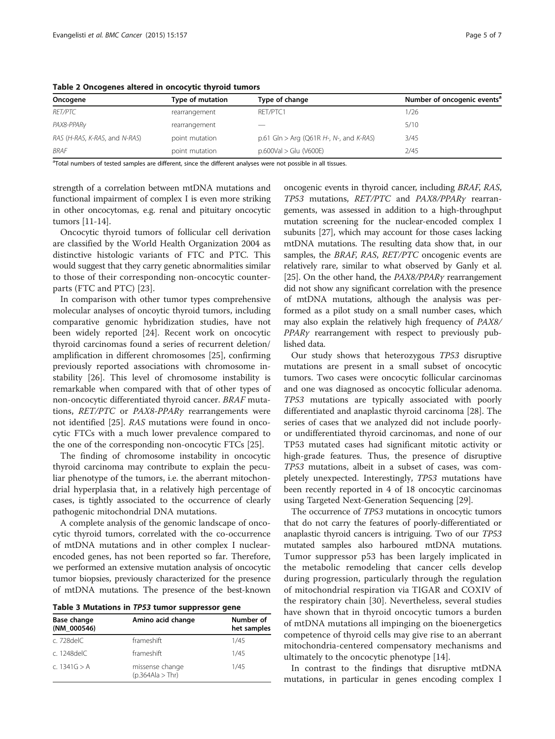**Table 2 Oncogenes altered in oncocytic thyroid tumors**

| Oncogene | Type of mutation | Type of change | Number of oncogenic events[a] |
|---|---|---|---|
| *RET/PTC* | rearrangement | RET/PTC1 | 1/26 |
| *PAX8-PPARγ* | rearrangement | — | 5/10 |
| *RAS* (*H-RAS*, *K-RAS*, and *N-RAS*) | point mutation | p.61 Gln > Arg (Q61R *H-*, *N-*, and *K-RAS*) | 3/45 |
| *BRAF* | point mutation | p.600Val > Glu (V600E) | 2/45 |

[a]Total numbers of tested samples are different, since the different analyses were not possible in all tissues.

strength of a correlation between mtDNA mutations and functional impairment of complex I is even more striking in other oncocytomas, e.g. renal and pituitary oncocytic tumors [11-14].

Oncocytic thyroid tumors of follicular cell derivation are classified by the World Health Organization 2004 as distinctive histologic variants of FTC and PTC. This would suggest that they carry genetic abnormalities similar to those of their corresponding non-oncocytic counterparts (FTC and PTC) [23].

In comparison with other tumor types comprehensive molecular analyses of oncocytic thyroid tumors, including comparative genomic hybridization studies, have not been widely reported [24]. Recent work on oncocytic thyroid carcinomas found a series of recurrent deletion/amplification in different chromosomes [25], confirming previously reported associations with chromosome instability [26]. This level of chromosome instability is remarkable when compared with that of other types of non-oncocytic differentiated thyroid cancer. *BRAF* mutations, *RET/PTC* or *PAX8-PPARγ* rearrangements were not identified [25]. *RAS* mutations were found in oncocytic FTCs with a much lower prevalence compared to the one of the corresponding non-oncocytic FTCs [25].

The finding of chromosome instability in oncocytic thyroid carcinoma may contribute to explain the peculiar phenotype of the tumors, i.e. the aberrant mitochondrial hyperplasia that, in a relatively high percentage of cases, is tightly associated to the occurrence of clearly pathogenic mitochondrial DNA mutations.

A complete analysis of the genomic landscape of oncocytic thyroid tumors, correlated with the co-occurrence of mtDNA mutations and in other complex I nuclear-encoded genes, has not been reported so far. Therefore, we performed an extensive mutation analysis of oncocytic tumor biopsies, previously characterized for the presence of mtDNA mutations. The presence of the best-known oncogenic events in thyroid cancer, including *BRAF*, *RAS*, *TP53* mutations, *RET/PTC* and *PAX8/PPARγ* rearrangements, was assessed in addition to a high-throughput mutation screening for the nuclear-encoded complex I subunits [27], which may account for those cases lacking mtDNA mutations. The resulting data show that, in our samples, the *BRAF*, *RAS*, *RET/PTC* oncogenic events are relatively rare, similar to what observed by Ganly et al. [25]. On the other hand, the *PAX8/PPARγ* rearrangement did not show any significant correlation with the presence of mtDNA mutations, although the analysis was performed as a pilot study on a small number cases, which may also explain the relatively high frequency of *PAX8/PPARγ* rearrangement with respect to previously published data.

**Table 3 Mutations in *TP53* tumor suppressor gene**

| Base change (NM_000546) | Amino acid change | Number of het samples |
|---|---|---|
| c. 728delC | frameshift | 1/45 |
| c. 1248delC | frameshift | 1/45 |
| c. 1341G > A | missense change (p.364Ala > Thr) | 1/45 |

Our study shows that heterozygous *TP53* disruptive mutations are present in a small subset of oncocytic tumors. Two cases were oncocytic follicular carcinomas and one was diagnosed as oncocytic follicular adenoma. *TP53* mutations are typically associated with poorly differentiated and anaplastic thyroid carcinoma [28]. The series of cases that we analyzed did not include poorly- or undifferentiated thyroid carcinomas, and none of our TP53 mutated cases had significant mitotic activity or high-grade features. Thus, the presence of disruptive *TP53* mutations, albeit in a subset of cases, was completely unexpected. Interestingly, *TP53* mutations have been recently reported in 4 of 18 oncocytic carcinomas using Targeted Next-Generation Sequencing [29].

The occurrence of *TP53* mutations in oncocytic tumors that do not carry the features of poorly-differentiated or anaplastic thyroid cancers is intriguing. Two of our *TP53* mutated samples also harboured mtDNA mutations. Tumor suppressor p53 has been largely implicated in the metabolic remodeling that cancer cells develop during progression, particularly through the regulation of mitochondrial respiration via TIGAR and COXIV of the respiratory chain [30]. Nevertheless, several studies have shown that in thyroid oncocytic tumors a burden of mtDNA mutations all impinging on the bioenergetics competence of thyroid cells may give rise to an aberrant mitochondria-centered compensatory mechanisms and ultimately to the oncocytic phenotype [14].

In contrast to the findings that disruptive mtDNA mutations, in particular in genes encoding complex I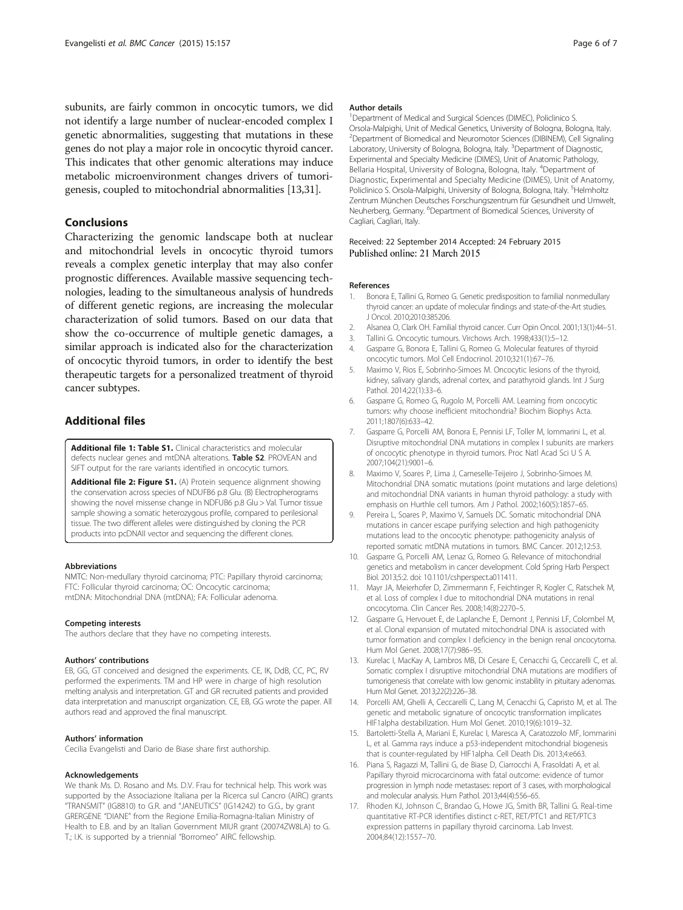subunits, are fairly common in oncocytic tumors, we did not identify a large number of nuclear-encoded complex I genetic abnormalities, suggesting that mutations in these genes do not play a major role in oncocytic thyroid cancer. This indicates that other genomic alterations may induce metabolic microenvironment changes drivers of tumorigenesis, coupled to mitochondrial abnormalities [13,31].

## Conclusions

Characterizing the genomic landscape both at nuclear and mitochondrial levels in oncocytic thyroid tumors reveals a complex genetic interplay that may also confer prognostic differences. Available massive sequencing technologies, leading to the simultaneous analysis of hundreds of different genetic regions, are increasing the molecular characterization of solid tumors. Based on our data that show the co-occurrence of multiple genetic damages, a similar approach is indicated also for the characterization of oncocytic thyroid tumors, in order to identify the best therapeutic targets for a personalized treatment of thyroid cancer subtypes.

## Additional files

**Additional file 1: Table S1.** Clinical characteristics and molecular defects nuclear genes and mtDNA alterations. **Table S2**. PROVEAN and SIFT output for the rare variants identified in oncocytic tumors.

**Additional file 2: Figure S1.** (A) Protein sequence alignment showing the conservation across species of NDUFB6 p.8 Glu. (B) Electropherograms showing the novel missense change in NDFUB6 p.8 Glu > Val. Tumor tissue sample showing a somatic heterozygous profile, compared to perilesional tissue. The two different alleles were distinguished by cloning the PCR products into pcDNAII vector and sequencing the different clones.

#### Abbreviations

NMTC: Non-medullary thyroid carcinoma; PTC: Papillary thyroid carcinoma; FTC: Follicular thyroid carcinoma; OC: Oncocytic carcinoma; mtDNA: Mitochondrial DNA (mtDNA); FA: Follicular adenoma.

#### Competing interests

The authors declare that they have no competing interests.

#### Authors' contributions

EB, GG, GT conceived and designed the experiments. CE, IK, DdB, CC, PC, RV performed the experiments. TM and HP were in charge of high resolution melting analysis and interpretation. GT and GR recruited patients and provided data interpretation and manuscript organization. CE, EB, GG wrote the paper. All authors read and approved the final manuscript.

#### Authors' information

Cecilia Evangelisti and Dario de Biase share first authorship.

#### Acknowledgements

We thank Ms. D. Rosano and Ms. D.V. Frau for technical help. This work was supported by the Associazione Italiana per la Ricerca sul Cancro (AIRC) grants "TRANSMIT" (IG8810) to G.R. and "JANEUTICS" (IG14242) to G.G., by grant GRERGENE "DIANE" from the Regione Emilia-Romagna-Italian Ministry of Health to E.B. and by an Italian Government MIUR grant (20074ZW8LA) to G. T.; I.K. is supported by a triennial "Borromeo" AIRC fellowship.

#### Author details

[1]Department of Medical and Surgical Sciences (DIMEC), Policlinico S. Orsola-Malpighi, Unit of Medical Genetics, University of Bologna, Bologna, Italy. [2]Department of Biomedical and Neuromotor Sciences (DIBINEM), Cell Signaling Laboratory, University of Bologna, Bologna, Italy. [3]Department of Diagnostic, Experimental and Specialty Medicine (DIMES), Unit of Anatomic Pathology, Bellaria Hospital, University of Bologna, Bologna, Italy. [4]Department of Diagnostic, Experimental and Specialty Medicine (DIMES), Unit of Anatomy, Policlinico S. Orsola-Malpighi, University of Bologna, Bologna, Italy. [5]Helmholtz Zentrum München Deutsches Forschungszentrum für Gesundheit und Umwelt, Neuherberg, Germany. [6]Department of Biomedical Sciences, University of Cagliari, Cagliari, Italy.

Received: 22 September 2014 Accepted: 24 February 2015
Published online: 21 March 2015

#### References

1. Bonora E, Tallini G, Romeo G. Genetic predisposition to familial nonmedullary thyroid cancer: an update of molecular findings and state-of-the-Art studies. J Oncol. 2010;2010:385206.
2. Alsanea O, Clark OH. Familial thyroid cancer. Curr Opin Oncol. 2001;13(1):44–51.
3. Tallini G. Oncocytic tumours. Virchows Arch. 1998;433(1):5–12.
4. Gasparre G, Bonora E, Tallini G, Romeo G. Molecular features of thyroid oncocytic tumors. Mol Cell Endocrinol. 2010;321(1):67–76.
5. Maximo V, Rios E, Sobrinho-Simoes M. Oncocytic lesions of the thyroid, kidney, salivary glands, adrenal cortex, and parathyroid glands. Int J Surg Pathol. 2014;22(1):33–6.
6. Gasparre G, Romeo G, Rugolo M, Porcelli AM. Learning from oncocytic tumors: why choose inefficient mitochondria? Biochim Biophys Acta. 2011;1807(6):633–42.
7. Gasparre G, Porcelli AM, Bonora E, Pennisi LF, Toller M, Iommarini L, et al. Disruptive mitochondrial DNA mutations in complex I subunits are markers of oncocytic phenotype in thyroid tumors. Proc Natl Acad Sci U S A. 2007;104(21):9001–6.
8. Maximo V, Soares P, Lima J, Cameselle-Teijeiro J, Sobrinho-Simoes M. Mitochondrial DNA somatic mutations (point mutations and large deletions) and mitochondrial DNA variants in human thyroid pathology: a study with emphasis on Hurthle cell tumors. Am J Pathol. 2002;160(5):1857–65.
9. Pereira L, Soares P, Maximo V, Samuels DC. Somatic mitochondrial DNA mutations in cancer escape purifying selection and high pathogenicity mutations lead to the oncocytic phenotype: pathogenicity analysis of reported somatic mtDNA mutations in tumors. BMC Cancer. 2012;12:53.
10. Gasparre G, Porcelli AM, Lenaz G, Romeo G. Relevance of mitochondrial genetics and metabolism in cancer development. Cold Spring Harb Perspect Biol. 2013;5:2. doi: 10.1101/cshperspect.a011411.
11. Mayr JA, Meierhofer D, Zimmermann F, Feichtinger R, Kogler C, Ratschek M, et al. Loss of complex I due to mitochondrial DNA mutations in renal oncocytoma. Clin Cancer Res. 2008;14(8):2270–5.
12. Gasparre G, Hervouet E, de Laplanche E, Demont J, Pennisi LF, Colombel M, et al. Clonal expansion of mutated mitochondrial DNA is associated with tumor formation and complex I deficiency in the benign renal oncocytoma. Hum Mol Genet. 2008;17(7):986–95.
13. Kurelac I, MacKay A, Lambros MB, Di Cesare E, Cenacchi G, Ceccarelli C, et al. Somatic complex I disruptive mitochondrial DNA mutations are modifiers of tumorigenesis that correlate with low genomic instability in pituitary adenomas. Hum Mol Genet. 2013;22(2):226–38.
14. Porcelli AM, Ghelli A, Ceccarelli C, Lang M, Cenacchi G, Capristo M, et al. The genetic and metabolic signature of oncocytic transformation implicates HIF1alpha destabilization. Hum Mol Genet. 2010;19(6):1019–32.
15. Bartoletti-Stella A, Mariani E, Kurelac I, Maresca A, Caratozzolo MF, Iommarini L, et al. Gamma rays induce a p53-independent mitochondrial biogenesis that is counter-regulated by HIF1alpha. Cell Death Dis. 2013;4:e663.
16. Piana S, Ragazzi M, Tallini G, de Biase D, Ciarrocchi A, Frasoldati A, et al. Papillary thyroid microcarcinoma with fatal outcome: evidence of tumor progression in lymph node metastases: report of 3 cases, with morphological and molecular analysis. Hum Pathol. 2013;44(4):556–65.
17. Rhoden KJ, Johnson C, Brandao G, Howe JG, Smith BR, Tallini G. Real-time quantitative RT-PCR identifies distinct c-RET, RET/PTC1 and RET/PTC3 expression patterns in papillary thyroid carcinoma. Lab Invest. 2004;84(12):1557–70.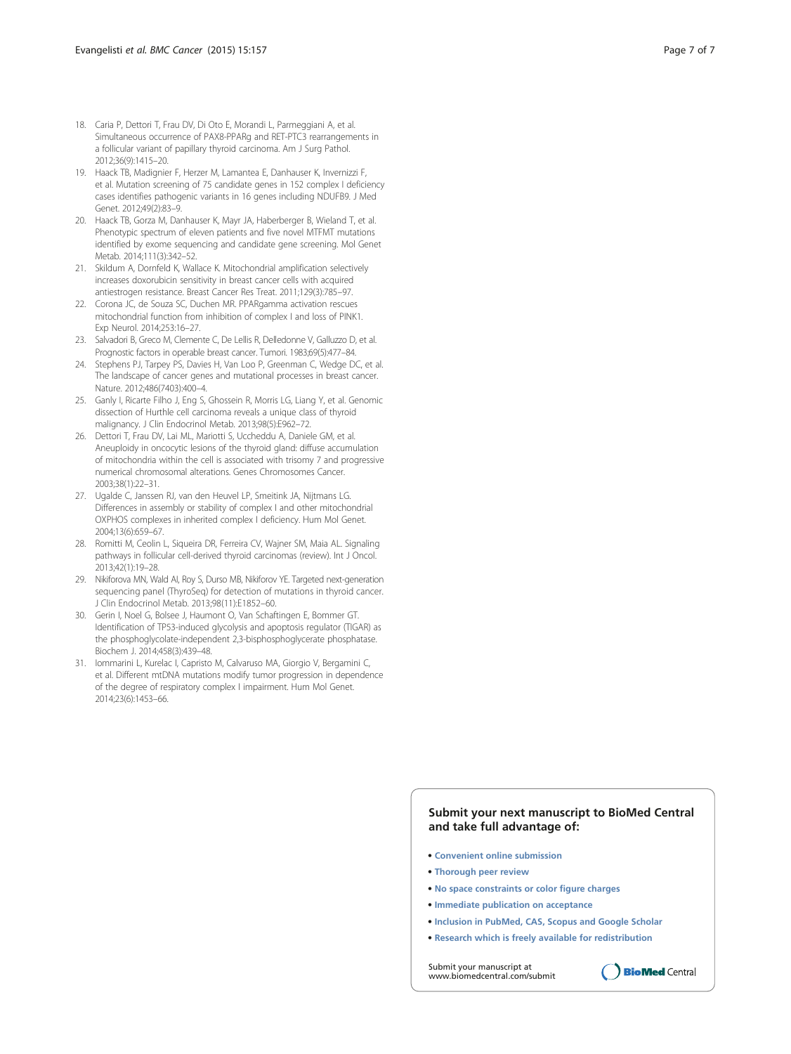18. Caria P, Dettori T, Frau DV, Di Oto E, Morandi L, Parmeggiani A, et al. Simultaneous occurrence of PAX8-PPARg and RET-PTC3 rearrangements in a follicular variant of papillary thyroid carcinoma. Am J Surg Pathol. 2012;36(9):1415–20.
19. Haack TB, Madignier F, Herzer M, Lamantea E, Danhauser K, Invernizzi F, et al. Mutation screening of 75 candidate genes in 152 complex I deficiency cases identifies pathogenic variants in 16 genes including NDUFB9. J Med Genet. 2012;49(2):83–9.
20. Haack TB, Gorza M, Danhauser K, Mayr JA, Haberberger B, Wieland T, et al. Phenotypic spectrum of eleven patients and five novel MTFMT mutations identified by exome sequencing and candidate gene screening. Mol Genet Metab. 2014;111(3):342–52.
21. Skildum A, Dornfeld K, Wallace K. Mitochondrial amplification selectively increases doxorubicin sensitivity in breast cancer cells with acquired antiestrogen resistance. Breast Cancer Res Treat. 2011;129(3):785–97.
22. Corona JC, de Souza SC, Duchen MR. PPARgamma activation rescues mitochondrial function from inhibition of complex I and loss of PINK1. Exp Neurol. 2014;253:16–27.
23. Salvadori B, Greco M, Clemente C, De Lellis R, Delledonne V, Galluzzo D, et al. Prognostic factors in operable breast cancer. Tumori. 1983;69(5):477–84.
24. Stephens PJ, Tarpey PS, Davies H, Van Loo P, Greenman C, Wedge DC, et al. The landscape of cancer genes and mutational processes in breast cancer. Nature. 2012;486(7403):400–4.
25. Ganly I, Ricarte Filho J, Eng S, Ghossein R, Morris LG, Liang Y, et al. Genomic dissection of Hurthle cell carcinoma reveals a unique class of thyroid malignancy. J Clin Endocrinol Metab. 2013;98(5):E962–72.
26. Dettori T, Frau DV, Lai ML, Mariotti S, Uccheddu A, Daniele GM, et al. Aneuploidy in oncocytic lesions of the thyroid gland: diffuse accumulation of mitochondria within the cell is associated with trisomy 7 and progressive numerical chromosomal alterations. Genes Chromosomes Cancer. 2003;38(1):22–31.
27. Ugalde C, Janssen RJ, van den Heuvel LP, Smeitink JA, Nijtmans LG. Differences in assembly or stability of complex I and other mitochondrial OXPHOS complexes in inherited complex I deficiency. Hum Mol Genet. 2004;13(6):659–67.
28. Romitti M, Ceolin L, Siqueira DR, Ferreira CV, Wajner SM, Maia AL. Signaling pathways in follicular cell-derived thyroid carcinomas (review). Int J Oncol. 2013;42(1):19–28.
29. Nikiforova MN, Wald AI, Roy S, Durso MB, Nikiforov YE. Targeted next-generation sequencing panel (ThyroSeq) for detection of mutations in thyroid cancer. J Clin Endocrinol Metab. 2013;98(11):E1852–60.
30. Gerin I, Noel G, Bolsee J, Haumont O, Van Schaftingen E, Bommer GT. Identification of TP53-induced glycolysis and apoptosis regulator (TIGAR) as the phosphoglycolate-independent 2,3-bisphosphoglycerate phosphatase. Biochem J. 2014;458(3):439–48.
31. Iommarini L, Kurelac I, Capristo M, Calvaruso MA, Giorgio V, Bergamini C, et al. Different mtDNA mutations modify tumor progression in dependence of the degree of respiratory complex I impairment. Hum Mol Genet. 2014;23(6):1453–66.

**Submit your next manuscript to BioMed Central and take full advantage of:**

- **Convenient online submission**
- **Thorough peer review**
- **No space constraints or color figure charges**
- **Immediate publication on acceptance**
- **Inclusion in PubMed, CAS, Scopus and Google Scholar**
- **Research which is freely available for redistribution**

Submit your manuscript at
www.biomedcentral.com/submit

BioMed Central